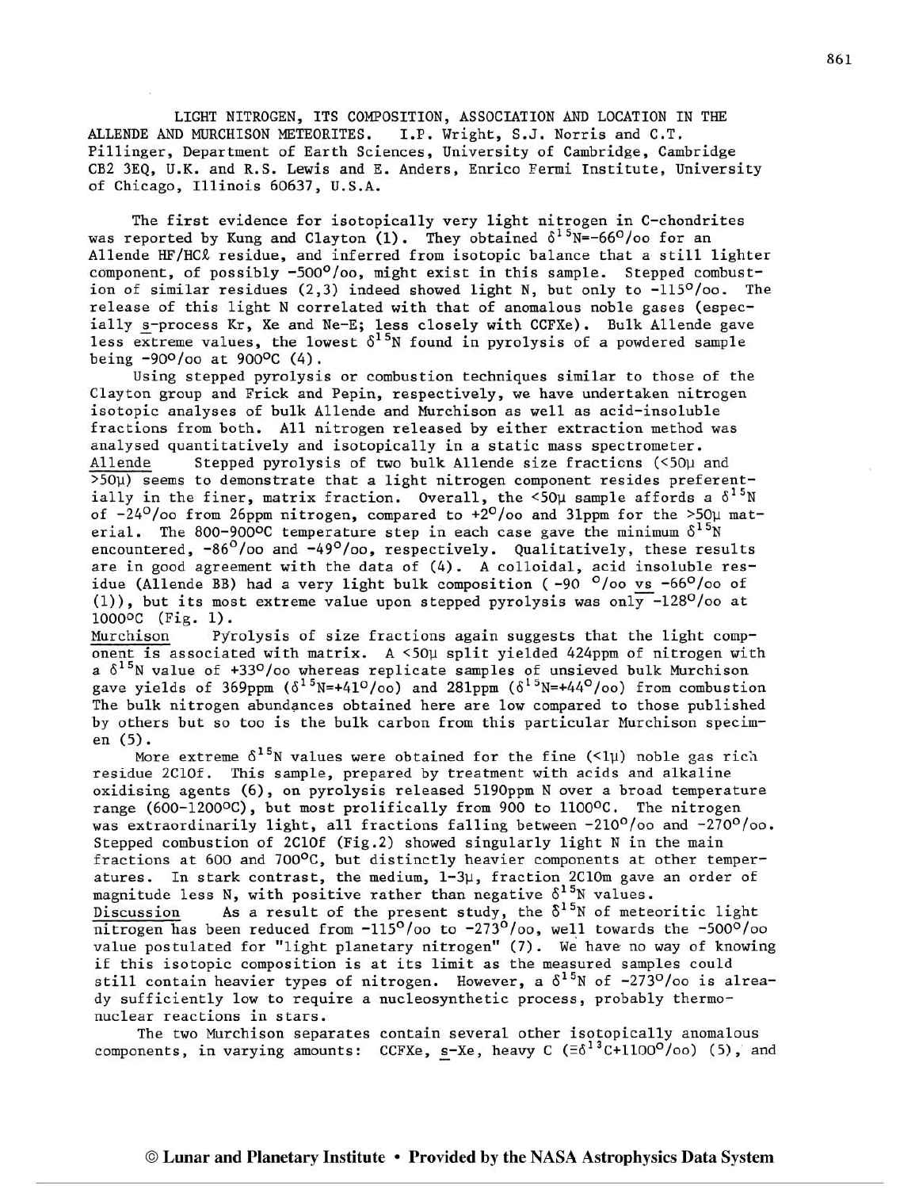# LIGHT NITROGEN, ITS COMPOSITION, ASSOCIATION AND LOCATION IN THE ALLENDE AND MURCHISON METEORITES.

I.P. Wright, S.J. Norris and C.T. Pillinger, Department of Earth Sciences, University of Cambridge, Cambridge CB2 3EQ, U.K. and R.S. Lewis and E. Anders, Enrico Fermi Institute, University of Chicago, Illinois 60637, U.S.A.

The first evidence for isotopically very light nitrogen in C-chondrites was reported by Kung and Clayton (1). They obtained $\delta^{15}N = -66°/oo$ for an Allende HF/HCℓ residue, and inferred from isotopic balance that a still lighter component, of possibly -500°/oo, might exist in this sample. Stepped combustion of similar residues (2,3) indeed showed light N, but only to -115°/oo. The release of this light N correlated with that of anomalous noble gases (especially s-process Kr, Xe and Ne-E; less closely with CCFXe). Bulk Allende gave less extreme values, the lowest $\delta^{15}N$ found in pyrolysis of a powdered sample being -90°/oo at 900°C (4).

Using stepped pyrolysis or combustion techniques similar to those of the Clayton group and Frick and Pepin, respectively, we have undertaken nitrogen isotopic analyses of bulk Allende and Murchison as well as acid-insoluble fractions from both. All nitrogen released by either extraction method was analysed quantitatively and isotopically in a static mass spectrometer.

Allende Stepped pyrolysis of two bulk Allende size fractions (<50μ and >50μ) seems to demonstrate that a light nitrogen component resides preferentially in the finer, matrix fraction. Overall, the <50μ sample affords a $\delta^{15}N$ of -24°/oo from 26ppm nitrogen, compared to +2°/oo and 31ppm for the >50μ material. The 800-900°C temperature step in each case gave the minimum $\delta^{15}N$ encountered, -86°/oo and -49°/oo, respectively. Qualitatively, these results are in good agreement with the data of (4). A colloidal, acid insoluble residue (Allende BB) had a very light bulk composition ( -90 °/oo vs -66°/oo of (1)), but its most extreme value upon stepped pyrolysis was only -128°/oo at 1000°C (Fig. 1).

Murchison Pyrolysis of size fractions again suggests that the light component is associated with matrix. A <50μ split yielded 424ppm of nitrogen with a $\delta^{15}N$ value of +33°/oo whereas replicate samples of unsieved bulk Murchison gave yields of 369ppm ($\delta^{15}N$=+41°/oo) and 281ppm ($\delta^{15}N$=+44°/oo) from combustion The bulk nitrogen abundances obtained here are low compared to those published by others but so too is the bulk carbon from this particular Murchison specimen (5).

More extreme $\delta^{15}N$ values were obtained for the fine (<1μ) noble gas rich residue 2C10f. This sample, prepared by treatment with acids and alkaline oxidising agents (6), on pyrolysis released 5190ppm N over a broad temperature range (600-1200°C), but most prolifically from 900 to 1100°C. The nitrogen was extraordinarily light, all fractions falling between -210°/oo and -270°/oo. Stepped combustion of 2C10f (Fig.2) showed singularly light N in the main fractions at 600 and 700°C, but distinctly heavier components at other temperatures. In stark contrast, the medium, 1-3μ, fraction 2C10m gave an order of magnitude less N, with positive rather than negative $\delta^{15}N$ values.

Discussion As a result of the present study, the $\delta^{15}N$ of meteoritic light nitrogen has been reduced from -115°/oo to -273°/oo, well towards the -500°/oo value postulated for "light planetary nitrogen" (7). We have no way of knowing if this isotopic composition is at its limit as the measured samples could still contain heavier types of nitrogen. However, a $\delta^{15}N$ of -273°/oo is already sufficiently low to require a nucleosynthetic process, probably thermonuclear reactions in stars.

The two Murchison separates contain several other isotopically anomalous components, in varying amounts: CCFXe, s-Xe, heavy C ($\equiv\delta^{13}C$+1100°/oo) (5), and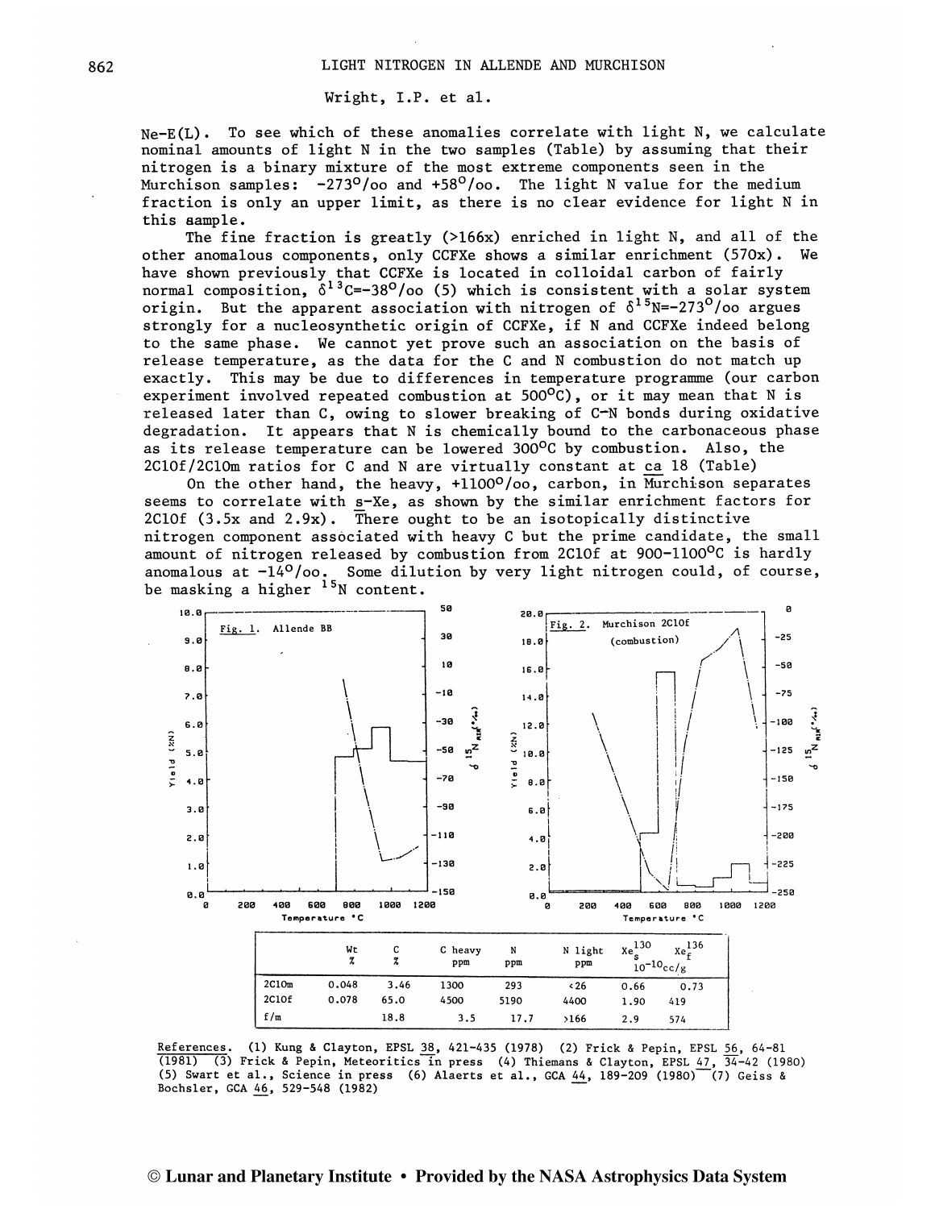Ne-E(L). To see which of these anomalies correlate with light N, we calculate nominal amounts of light N in the two samples (Table) by assuming that their nitrogen is a binary mixture of the most extreme components seen in the Murchison samples: $-273^{o}/oo$ and $+58^{o}/oo$. The light N value for the medium fraction is only an upper limit, as there is no clear evidence for light N in this sample.

The fine fraction is greatly (>166x) enriched in light N, and all of the other anomalous components, only CCFXe shows a similar enrichment (570x). We have shown previously that CCFXe is located in colloidal carbon of fairly normal composition, $\delta^{13}C=-38^{o}/oo$ (5) which is consistent with a solar system origin. But the apparent association with nitrogen of $\delta^{15}N=-273^{o}/oo$ argues strongly for a nucleosynthetic origin of CCFXe, if N and CCFXe indeed belong to the same phase. We cannot yet prove such an association on the basis of release temperature, as the data for the C and N combustion do not match up exactly. This may be due to differences in temperature programme (our carbon experiment involved repeated combustion at 500°C), or it may mean that N is released later than C, owing to slower breaking of C-N bonds during oxidative degradation. It appears that N is chemically bound to the carbonaceous phase as its release temperature can be lowered 300°C by combustion. Also, the 2C10f/2C10m ratios for C and N are virtually constant at ca 18 (Table)

On the other hand, the heavy, $+1100^{o}/oo$, carbon, in Murchison separates seems to correlate with s-Xe, as shown by the similar enrichment factors for 2C10f (3.5x and 2.9x). There ought to be an isotopically distinctive nitrogen component associated with heavy C but the prime candidate, the small amount of nitrogen released by combustion from 2C10f at 900-1100°C is hardly anomalous at $-14^{o}/oo$. Some dilution by very light nitrogen could, of course, be masking a higher $^{15}N$ content.

Fig. 1. Allende BB

Yield (%N)

$\delta^{15}N_{AIR}$ (‰)

Temperature °C

Fig. 2. Murchison 2C10f (combustion)

Yield (%N)

$\delta^{15}N_{AIR}$ (‰)

Temperature °C

| | Wt % | C % | C heavy ppm | N ppm | N light ppm | $Xe_s^{130}$ $10^{-10}cc/g$ | $Xe_f^{136}$ |
|---|---|---|---|---|---|---|---|
| 2C10m | 0.048 | 3.46 | 1300 | 293 | <26 | 0.66 | 0.73 |
| 2C10f | 0.078 | 65.0 | 4500 | 5190 | 4400 | 1.90 | 419 |
| f/m | | 18.8 | 3.5 | 17.7 | >166 | 2.9 | 574 |

References. (1) Kung & Clayton, EPSL 38, 421-435 (1978) (2) Frick & Pepin, EPSL 56, 64-81 (1981) (3) Frick & Pepin, Meteoritics in press (4) Thiemans & Clayton, EPSL 47, 34-42 (1980) (5) Swart et al., Science in press (6) Alaerts et al., GCA 44, 189-209 (1980) (7) Geiss & Bochsler, GCA 46, 529-548 (1982)